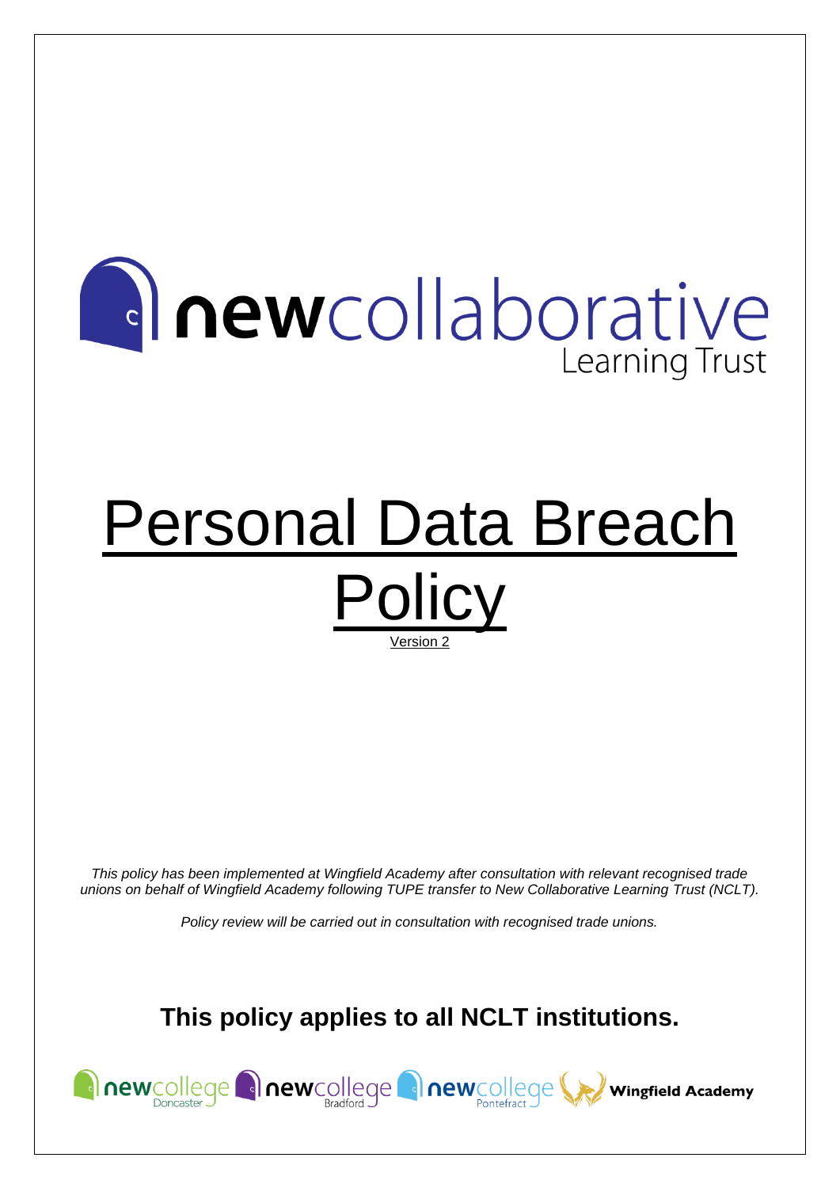newcollaborative Learning Trust

# Personal Data Breach Policy

Version 2

*This policy has been implemented at Wingfield Academy after consultation with relevant recognised trade unions on behalf of Wingfield Academy following TUPE transfer to New Collaborative Learning Trust (NCLT).*

*Policy review will be carried out in consultation with recognised trade unions.*

**This policy applies to all NCLT institutions.**

newcollege Doncaster newcollege Bradford newcollege Pontefract Wingfield Academy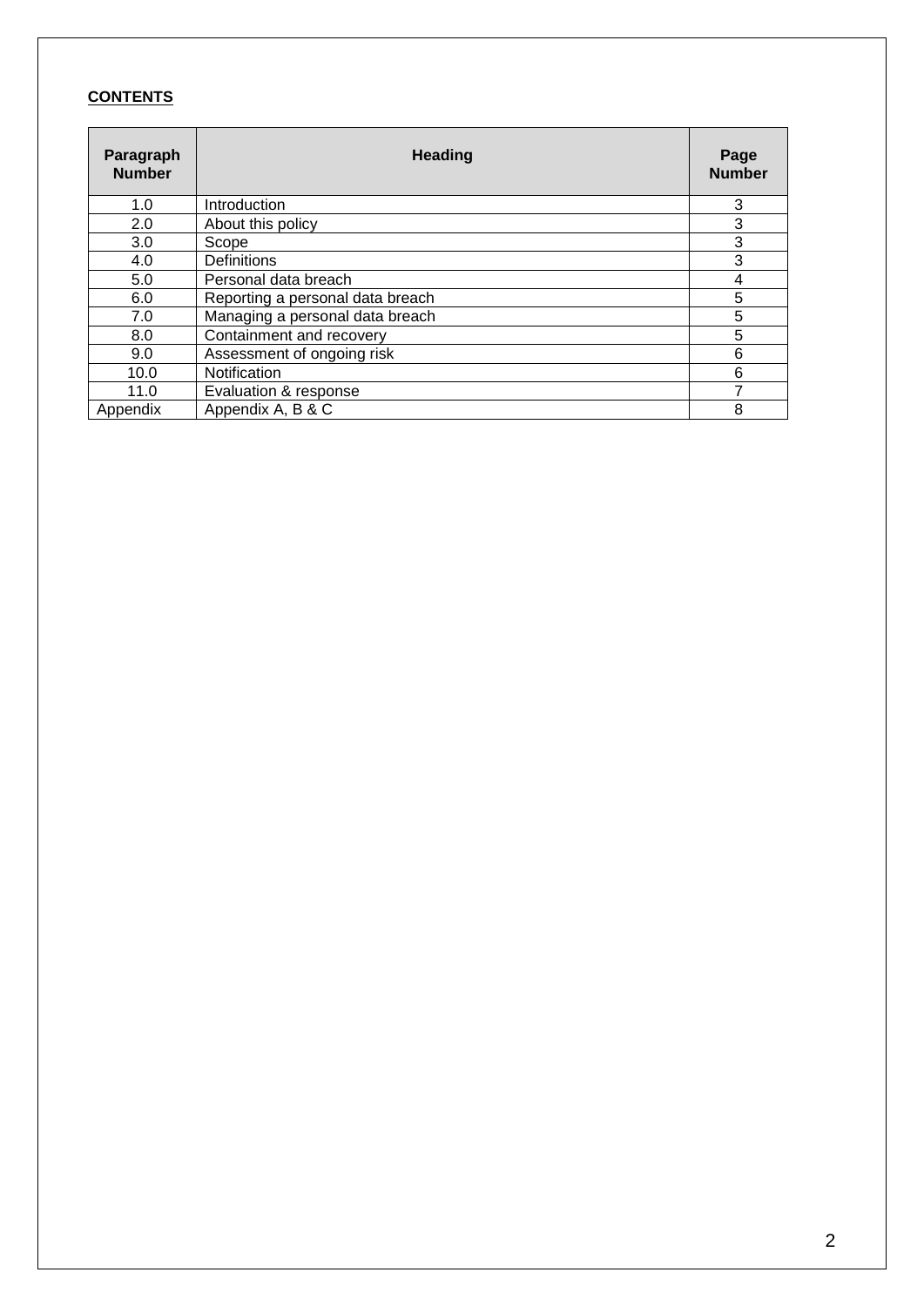**CONTENTS**

| Paragraph Number | Heading | Page Number |
| --- | --- | --- |
| 1.0 | Introduction | 3 |
| 2.0 | About this policy | 3 |
| 3.0 | Scope | 3 |
| 4.0 | Definitions | 3 |
| 5.0 | Personal data breach | 4 |
| 6.0 | Reporting a personal data breach | 5 |
| 7.0 | Managing a personal data breach | 5 |
| 8.0 | Containment and recovery | 5 |
| 9.0 | Assessment of ongoing risk | 6 |
| 10.0 | Notification | 6 |
| 11.0 | Evaluation & response | 7 |
| Appendix | Appendix A, B & C | 8 |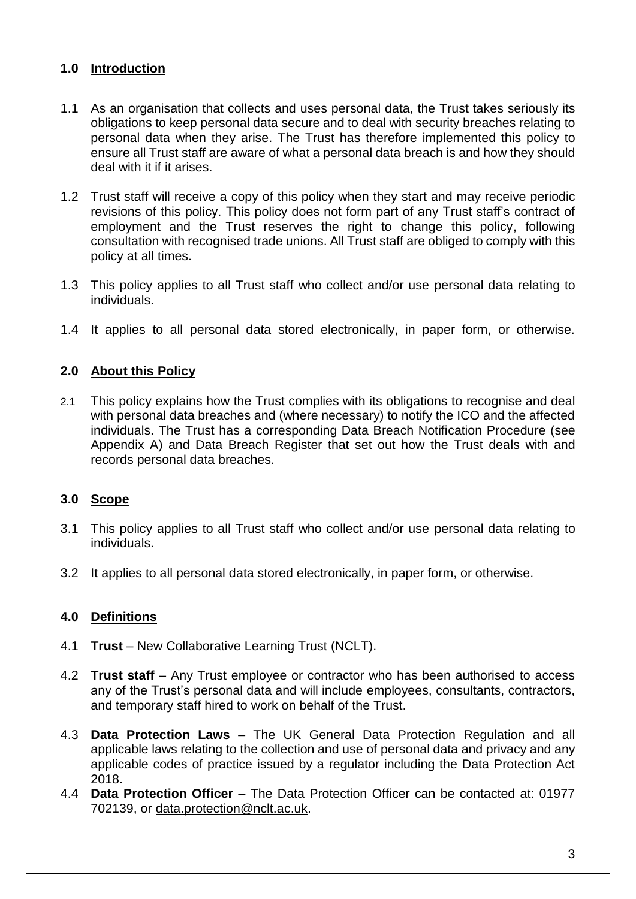## 1.0 Introduction

1.1 As an organisation that collects and uses personal data, the Trust takes seriously its obligations to keep personal data secure and to deal with security breaches relating to personal data when they arise. The Trust has therefore implemented this policy to ensure all Trust staff are aware of what a personal data breach is and how they should deal with it if it arises.

1.2 Trust staff will receive a copy of this policy when they start and may receive periodic revisions of this policy. This policy does not form part of any Trust staff's contract of employment and the Trust reserves the right to change this policy, following consultation with recognised trade unions. All Trust staff are obliged to comply with this policy at all times.

1.3 This policy applies to all Trust staff who collect and/or use personal data relating to individuals.

1.4 It applies to all personal data stored electronically, in paper form, or otherwise.

## 2.0 About this Policy

2.1 This policy explains how the Trust complies with its obligations to recognise and deal with personal data breaches and (where necessary) to notify the ICO and the affected individuals. The Trust has a corresponding Data Breach Notification Procedure (see Appendix A) and Data Breach Register that set out how the Trust deals with and records personal data breaches.

## 3.0 Scope

3.1 This policy applies to all Trust staff who collect and/or use personal data relating to individuals.

3.2 It applies to all personal data stored electronically, in paper form, or otherwise.

## 4.0 Definitions

4.1 **Trust** – New Collaborative Learning Trust (NCLT).

4.2 **Trust staff** – Any Trust employee or contractor who has been authorised to access any of the Trust's personal data and will include employees, consultants, contractors, and temporary staff hired to work on behalf of the Trust.

4.3 **Data Protection Laws** – The UK General Data Protection Regulation and all applicable laws relating to the collection and use of personal data and privacy and any applicable codes of practice issued by a regulator including the Data Protection Act 2018.

4.4 **Data Protection Officer** – The Data Protection Officer can be contacted at: 01977 702139, or data.protection@nclt.ac.uk.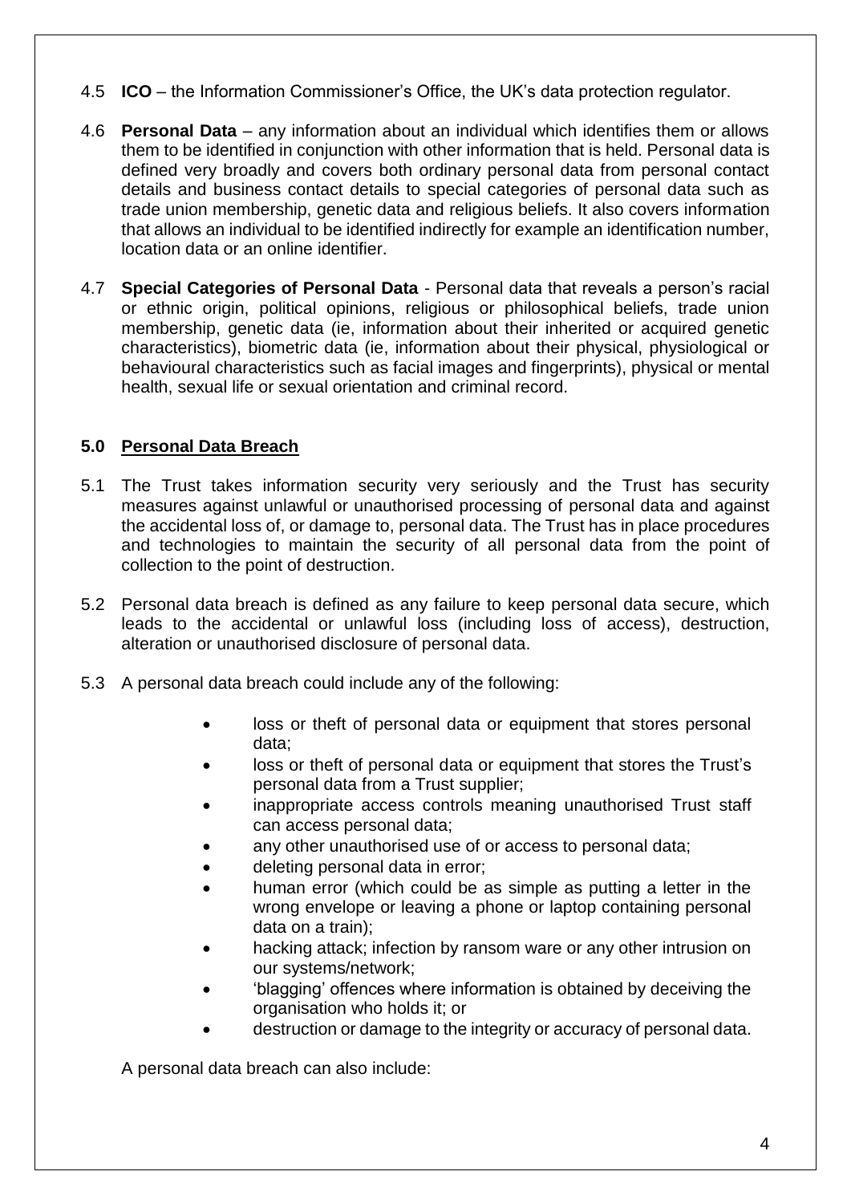4.5 **ICO** – the Information Commissioner's Office, the UK's data protection regulator.

4.6 **Personal Data** – any information about an individual which identifies them or allows them to be identified in conjunction with other information that is held. Personal data is defined very broadly and covers both ordinary personal data from personal contact details and business contact details to special categories of personal data such as trade union membership, genetic data and religious beliefs. It also covers information that allows an individual to be identified indirectly for example an identification number, location data or an online identifier.

4.7 **Special Categories of Personal Data** - Personal data that reveals a person's racial or ethnic origin, political opinions, religious or philosophical beliefs, trade union membership, genetic data (ie, information about their inherited or acquired genetic characteristics), biometric data (ie, information about their physical, physiological or behavioural characteristics such as facial images and fingerprints), physical or mental health, sexual life or sexual orientation and criminal record.

## **5.0 Personal Data Breach**

5.1 The Trust takes information security very seriously and the Trust has security measures against unlawful or unauthorised processing of personal data and against the accidental loss of, or damage to, personal data. The Trust has in place procedures and technologies to maintain the security of all personal data from the point of collection to the point of destruction.

5.2 Personal data breach is defined as any failure to keep personal data secure, which leads to the accidental or unlawful loss (including loss of access), destruction, alteration or unauthorised disclosure of personal data.

5.3 A personal data breach could include any of the following:

- loss or theft of personal data or equipment that stores personal data;
- loss or theft of personal data or equipment that stores the Trust's personal data from a Trust supplier;
- inappropriate access controls meaning unauthorised Trust staff can access personal data;
- any other unauthorised use of or access to personal data;
- deleting personal data in error;
- human error (which could be as simple as putting a letter in the wrong envelope or leaving a phone or laptop containing personal data on a train);
- hacking attack; infection by ransom ware or any other intrusion on our systems/network;
- 'blagging' offences where information is obtained by deceiving the organisation who holds it; or
- destruction or damage to the integrity or accuracy of personal data.

A personal data breach can also include: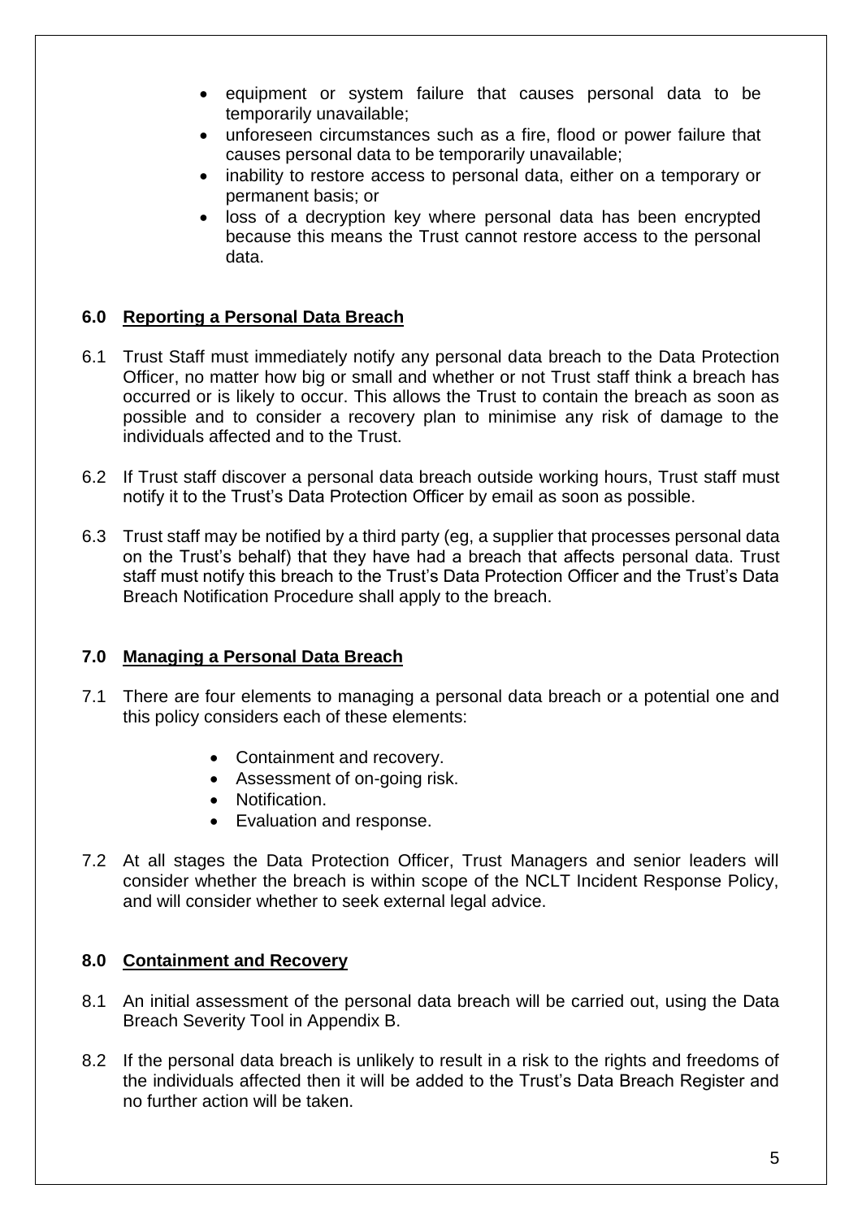- equipment or system failure that causes personal data to be temporarily unavailable;
- unforeseen circumstances such as a fire, flood or power failure that causes personal data to be temporarily unavailable;
- inability to restore access to personal data, either on a temporary or permanent basis; or
- loss of a decryption key where personal data has been encrypted because this means the Trust cannot restore access to the personal data.

## 6.0 Reporting a Personal Data Breach

6.1 Trust Staff must immediately notify any personal data breach to the Data Protection Officer, no matter how big or small and whether or not Trust staff think a breach has occurred or is likely to occur. This allows the Trust to contain the breach as soon as possible and to consider a recovery plan to minimise any risk of damage to the individuals affected and to the Trust.

6.2 If Trust staff discover a personal data breach outside working hours, Trust staff must notify it to the Trust's Data Protection Officer by email as soon as possible.

6.3 Trust staff may be notified by a third party (eg, a supplier that processes personal data on the Trust's behalf) that they have had a breach that affects personal data. Trust staff must notify this breach to the Trust's Data Protection Officer and the Trust's Data Breach Notification Procedure shall apply to the breach.

## 7.0 Managing a Personal Data Breach

7.1 There are four elements to managing a personal data breach or a potential one and this policy considers each of these elements:

- Containment and recovery.
- Assessment of on-going risk.
- Notification.
- Evaluation and response.

7.2 At all stages the Data Protection Officer, Trust Managers and senior leaders will consider whether the breach is within scope of the NCLT Incident Response Policy, and will consider whether to seek external legal advice.

## 8.0 Containment and Recovery

8.1 An initial assessment of the personal data breach will be carried out, using the Data Breach Severity Tool in Appendix B.

8.2 If the personal data breach is unlikely to result in a risk to the rights and freedoms of the individuals affected then it will be added to the Trust's Data Breach Register and no further action will be taken.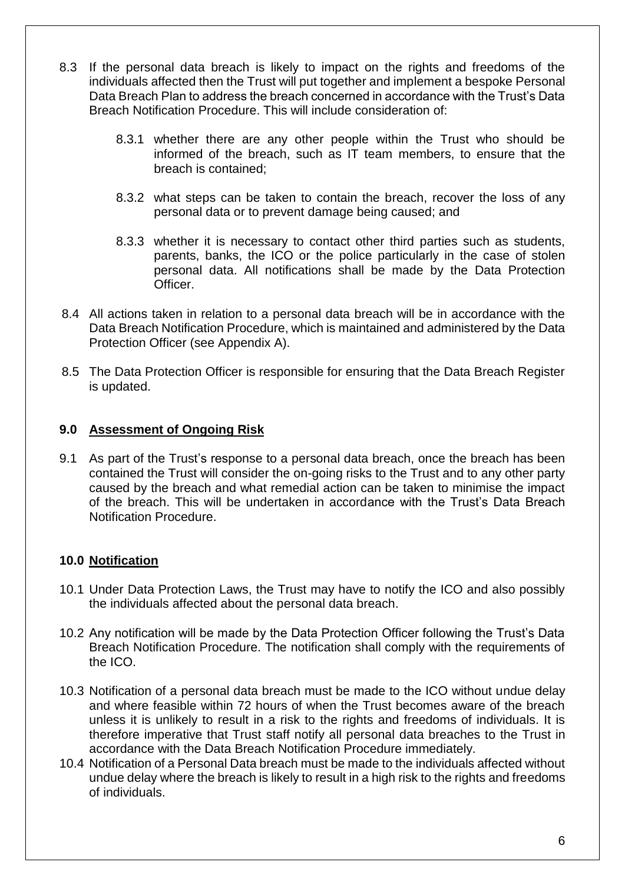8.3 If the personal data breach is likely to impact on the rights and freedoms of the individuals affected then the Trust will put together and implement a bespoke Personal Data Breach Plan to address the breach concerned in accordance with the Trust's Data Breach Notification Procedure. This will include consideration of:

   8.3.1 whether there are any other people within the Trust who should be informed of the breach, such as IT team members, to ensure that the breach is contained;

   8.3.2 what steps can be taken to contain the breach, recover the loss of any personal data or to prevent damage being caused; and

   8.3.3 whether it is necessary to contact other third parties such as students, parents, banks, the ICO or the police particularly in the case of stolen personal data. All notifications shall be made by the Data Protection Officer.

8.4 All actions taken in relation to a personal data breach will be in accordance with the Data Breach Notification Procedure, which is maintained and administered by the Data Protection Officer (see Appendix A).

8.5 The Data Protection Officer is responsible for ensuring that the Data Breach Register is updated.

## 9.0 Assessment of Ongoing Risk

9.1 As part of the Trust's response to a personal data breach, once the breach has been contained the Trust will consider the on-going risks to the Trust and to any other party caused by the breach and what remedial action can be taken to minimise the impact of the breach. This will be undertaken in accordance with the Trust's Data Breach Notification Procedure.

## 10.0 Notification

10.1 Under Data Protection Laws, the Trust may have to notify the ICO and also possibly the individuals affected about the personal data breach.

10.2 Any notification will be made by the Data Protection Officer following the Trust's Data Breach Notification Procedure. The notification shall comply with the requirements of the ICO.

10.3 Notification of a personal data breach must be made to the ICO without undue delay and where feasible within 72 hours of when the Trust becomes aware of the breach unless it is unlikely to result in a risk to the rights and freedoms of individuals. It is therefore imperative that Trust staff notify all personal data breaches to the Trust in accordance with the Data Breach Notification Procedure immediately.

10.4 Notification of a Personal Data breach must be made to the individuals affected without undue delay where the breach is likely to result in a high risk to the rights and freedoms of individuals.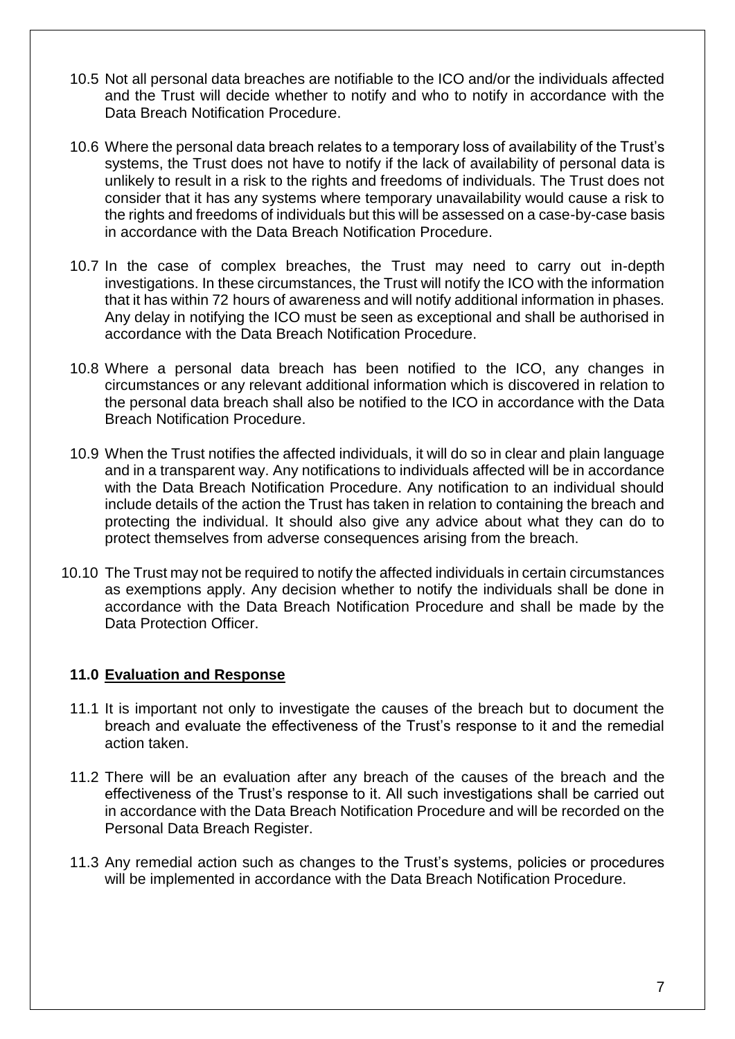10.5 Not all personal data breaches are notifiable to the ICO and/or the individuals affected and the Trust will decide whether to notify and who to notify in accordance with the Data Breach Notification Procedure.

10.6 Where the personal data breach relates to a temporary loss of availability of the Trust's systems, the Trust does not have to notify if the lack of availability of personal data is unlikely to result in a risk to the rights and freedoms of individuals. The Trust does not consider that it has any systems where temporary unavailability would cause a risk to the rights and freedoms of individuals but this will be assessed on a case-by-case basis in accordance with the Data Breach Notification Procedure.

10.7 In the case of complex breaches, the Trust may need to carry out in-depth investigations. In these circumstances, the Trust will notify the ICO with the information that it has within 72 hours of awareness and will notify additional information in phases. Any delay in notifying the ICO must be seen as exceptional and shall be authorised in accordance with the Data Breach Notification Procedure.

10.8 Where a personal data breach has been notified to the ICO, any changes in circumstances or any relevant additional information which is discovered in relation to the personal data breach shall also be notified to the ICO in accordance with the Data Breach Notification Procedure.

10.9 When the Trust notifies the affected individuals, it will do so in clear and plain language and in a transparent way. Any notifications to individuals affected will be in accordance with the Data Breach Notification Procedure. Any notification to an individual should include details of the action the Trust has taken in relation to containing the breach and protecting the individual. It should also give any advice about what they can do to protect themselves from adverse consequences arising from the breach.

10.10 The Trust may not be required to notify the affected individuals in certain circumstances as exemptions apply. Any decision whether to notify the individuals shall be done in accordance with the Data Breach Notification Procedure and shall be made by the Data Protection Officer.

## 11.0 Evaluation and Response

11.1 It is important not only to investigate the causes of the breach but to document the breach and evaluate the effectiveness of the Trust's response to it and the remedial action taken.

11.2 There will be an evaluation after any breach of the causes of the breach and the effectiveness of the Trust's response to it. All such investigations shall be carried out in accordance with the Data Breach Notification Procedure and will be recorded on the Personal Data Breach Register.

11.3 Any remedial action such as changes to the Trust's systems, policies or procedures will be implemented in accordance with the Data Breach Notification Procedure.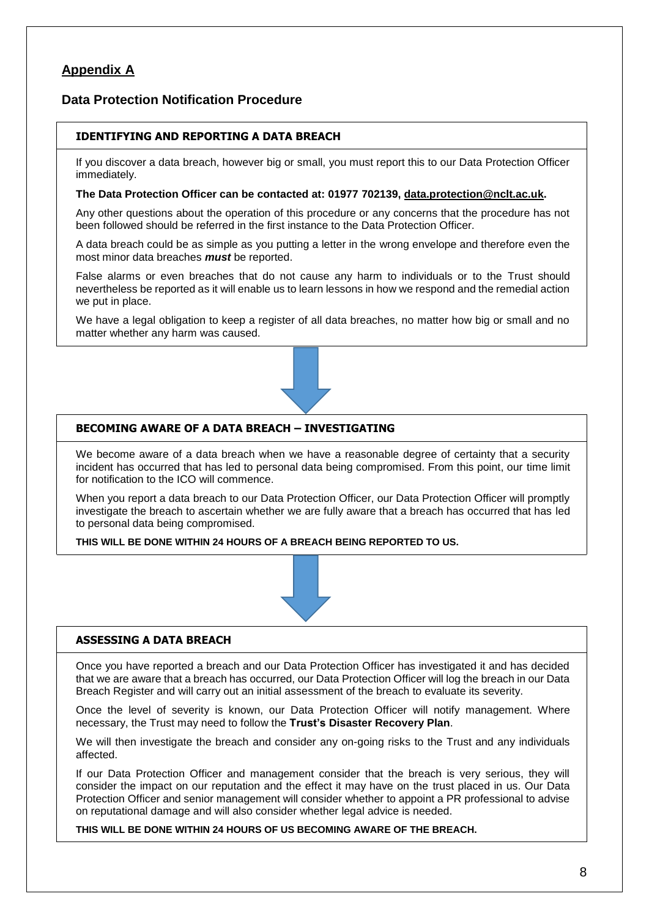## Appendix A

## Data Protection Notification Procedure

### IDENTIFYING AND REPORTING A DATA BREACH

If you discover a data breach, however big or small, you must report this to our Data Protection Officer immediately.

**The Data Protection Officer can be contacted at: 01977 702139, data.protection@nclt.ac.uk.**

Any other questions about the operation of this procedure or any concerns that the procedure has not been followed should be referred in the first instance to the Data Protection Officer.

A data breach could be as simple as you putting a letter in the wrong envelope and therefore even the most minor data breaches ***must*** be reported.

False alarms or even breaches that do not cause any harm to individuals or to the Trust should nevertheless be reported as it will enable us to learn lessons in how we respond and the remedial action we put in place.

We have a legal obligation to keep a register of all data breaches, no matter how big or small and no matter whether any harm was caused.

### BECOMING AWARE OF A DATA BREACH – INVESTIGATING

We become aware of a data breach when we have a reasonable degree of certainty that a security incident has occurred that has led to personal data being compromised. From this point, our time limit for notification to the ICO will commence.

When you report a data breach to our Data Protection Officer, our Data Protection Officer will promptly investigate the breach to ascertain whether we are fully aware that a breach has occurred that has led to personal data being compromised.

**THIS WILL BE DONE WITHIN 24 HOURS OF A BREACH BEING REPORTED TO US.**

### ASSESSING A DATA BREACH

Once you have reported a breach and our Data Protection Officer has investigated it and has decided that we are aware that a breach has occurred, our Data Protection Officer will log the breach in our Data Breach Register and will carry out an initial assessment of the breach to evaluate its severity.

Once the level of severity is known, our Data Protection Officer will notify management. Where necessary, the Trust may need to follow the **Trust's Disaster Recovery Plan**.

We will then investigate the breach and consider any on-going risks to the Trust and any individuals affected.

If our Data Protection Officer and management consider that the breach is very serious, they will consider the impact on our reputation and the effect it may have on the trust placed in us. Our Data Protection Officer and senior management will consider whether to appoint a PR professional to advise on reputational damage and will also consider whether legal advice is needed.

**THIS WILL BE DONE WITHIN 24 HOURS OF US BECOMING AWARE OF THE BREACH.**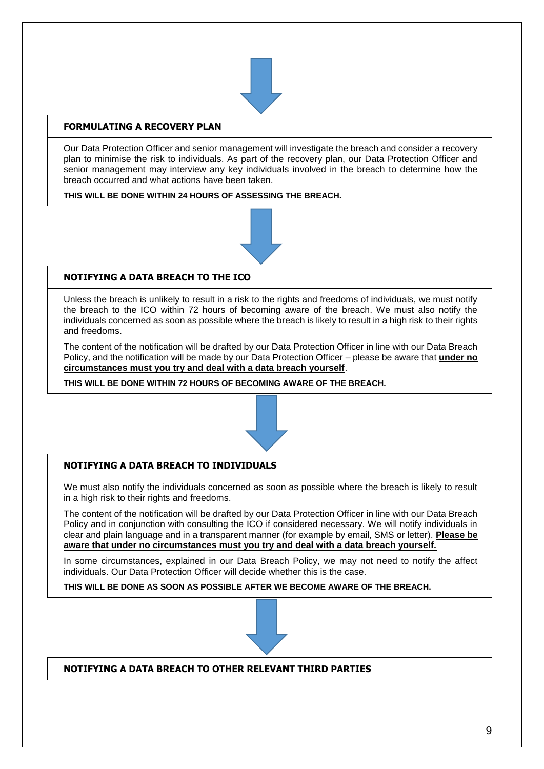### FORMULATING A RECOVERY PLAN

Our Data Protection Officer and senior management will investigate the breach and consider a recovery plan to minimise the risk to individuals. As part of the recovery plan, our Data Protection Officer and senior management may interview any key individuals involved in the breach to determine how the breach occurred and what actions have been taken.

**THIS WILL BE DONE WITHIN 24 HOURS OF ASSESSING THE BREACH.**

### NOTIFYING A DATA BREACH TO THE ICO

Unless the breach is unlikely to result in a risk to the rights and freedoms of individuals, we must notify the breach to the ICO within 72 hours of becoming aware of the breach. We must also notify the individuals concerned as soon as possible where the breach is likely to result in a high risk to their rights and freedoms.

The content of the notification will be drafted by our Data Protection Officer in line with our Data Breach Policy, and the notification will be made by our Data Protection Officer – please be aware that **under no circumstances must you try and deal with a data breach yourself**.

**THIS WILL BE DONE WITHIN 72 HOURS OF BECOMING AWARE OF THE BREACH.**

### NOTIFYING A DATA BREACH TO INDIVIDUALS

We must also notify the individuals concerned as soon as possible where the breach is likely to result in a high risk to their rights and freedoms.

The content of the notification will be drafted by our Data Protection Officer in line with our Data Breach Policy and in conjunction with consulting the ICO if considered necessary. We will notify individuals in clear and plain language and in a transparent manner (for example by email, SMS or letter). **Please be aware that under no circumstances must you try and deal with a data breach yourself.**

In some circumstances, explained in our Data Breach Policy, we may not need to notify the affect individuals. Our Data Protection Officer will decide whether this is the case.

**THIS WILL BE DONE AS SOON AS POSSIBLE AFTER WE BECOME AWARE OF THE BREACH.**

### NOTIFYING A DATA BREACH TO OTHER RELEVANT THIRD PARTIES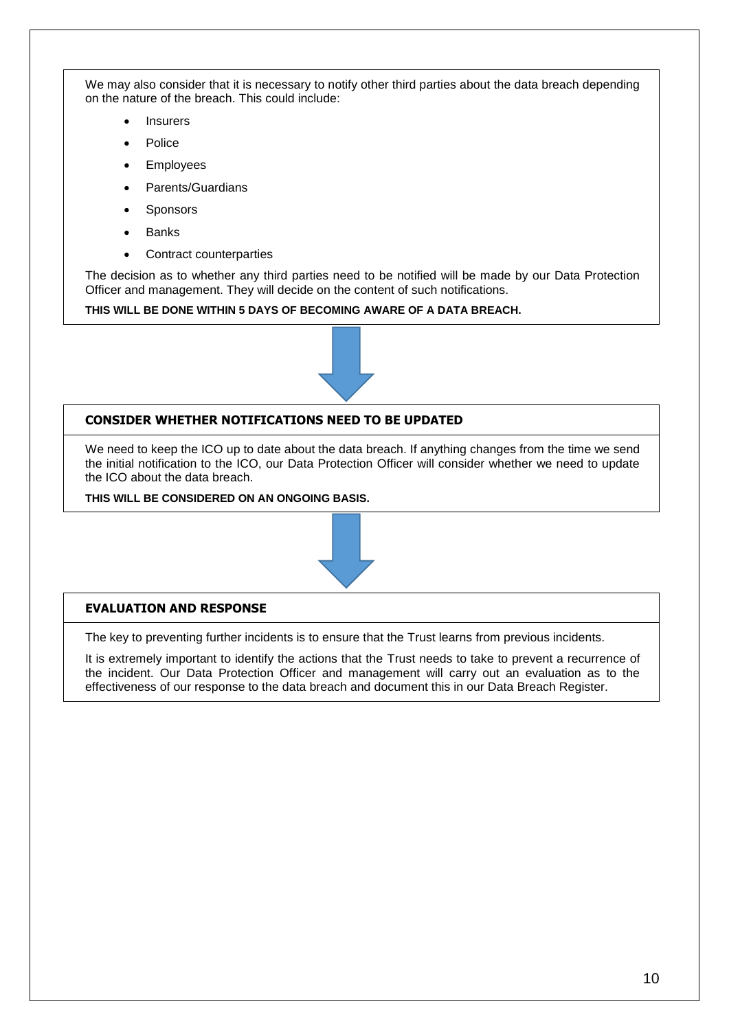We may also consider that it is necessary to notify other third parties about the data breach depending on the nature of the breach. This could include:

- Insurers
- Police
- Employees
- Parents/Guardians
- Sponsors
- Banks
- Contract counterparties

The decision as to whether any third parties need to be notified will be made by our Data Protection Officer and management. They will decide on the content of such notifications.

**THIS WILL BE DONE WITHIN 5 DAYS OF BECOMING AWARE OF A DATA BREACH.**

## CONSIDER WHETHER NOTIFICATIONS NEED TO BE UPDATED

We need to keep the ICO up to date about the data breach. If anything changes from the time we send the initial notification to the ICO, our Data Protection Officer will consider whether we need to update the ICO about the data breach.

**THIS WILL BE CONSIDERED ON AN ONGOING BASIS.**

## EVALUATION AND RESPONSE

The key to preventing further incidents is to ensure that the Trust learns from previous incidents.

It is extremely important to identify the actions that the Trust needs to take to prevent a recurrence of the incident. Our Data Protection Officer and management will carry out an evaluation as to the effectiveness of our response to the data breach and document this in our Data Breach Register.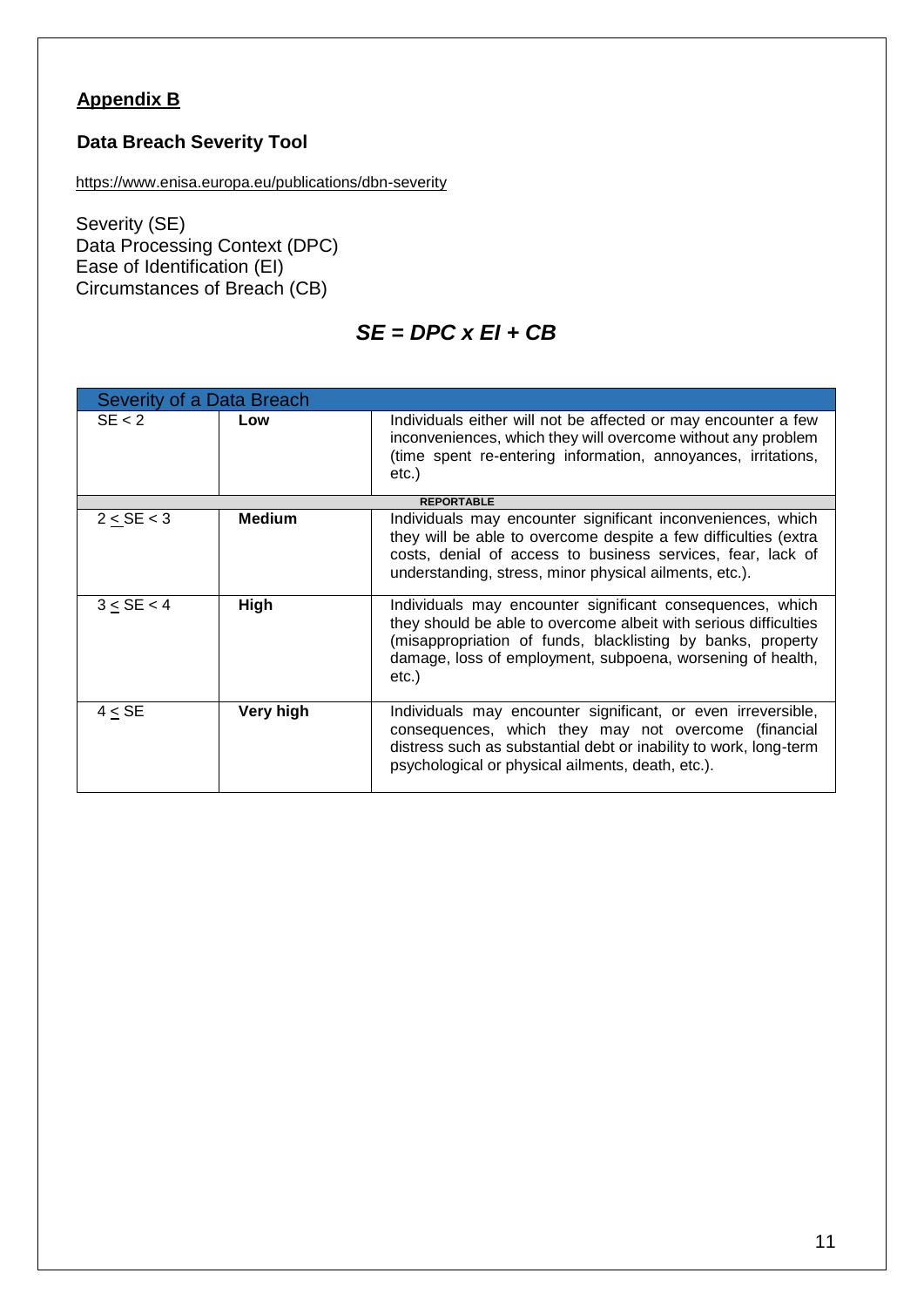## Appendix B

### Data Breach Severity Tool

https://www.enisa.europa.eu/publications/dbn-severity

Severity (SE)
Data Processing Context (DPC)
Ease of Identification (EI)
Circumstances of Breach (CB)

$$SE = DPC \times EI + CB$$

| Severity of a Data Breach | | |
|---|---|---|
| SE < 2 | **Low** | Individuals either will not be affected or may encounter a few inconveniences, which they will overcome without any problem (time spent re-entering information, annoyances, irritations, etc.) |
| | **REPORTABLE** | |
| 2 ≤ SE < 3 | **Medium** | Individuals may encounter significant inconveniences, which they will be able to overcome despite a few difficulties (extra costs, denial of access to business services, fear, lack of understanding, stress, minor physical ailments, etc.). |
| 3 ≤ SE < 4 | **High** | Individuals may encounter significant consequences, which they should be able to overcome albeit with serious difficulties (misappropriation of funds, blacklisting by banks, property damage, loss of employment, subpoena, worsening of health, etc.) |
| 4 ≤ SE | **Very high** | Individuals may encounter significant, or even irreversible, consequences, which they may not overcome (financial distress such as substantial debt or inability to work, long-term psychological or physical ailments, death, etc.). |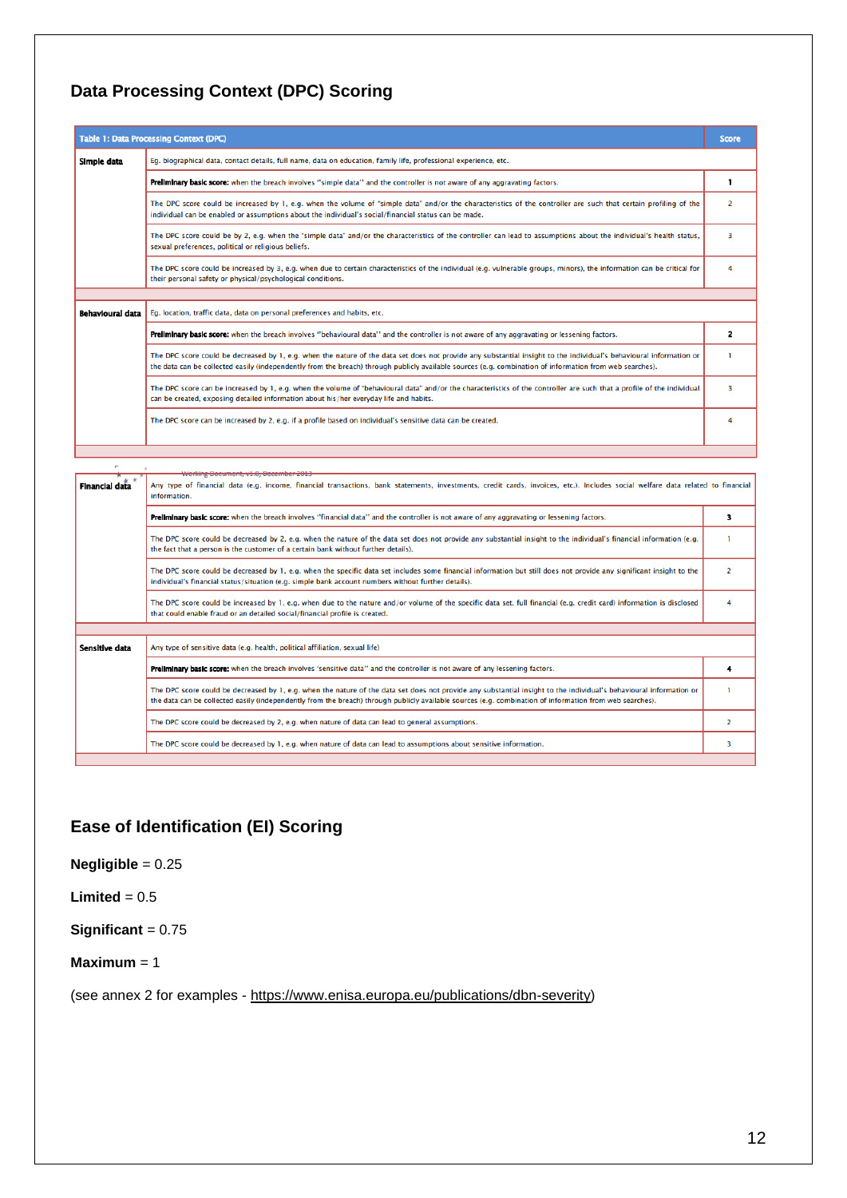## Data Processing Context (DPC) Scoring

| Table 1: Data Processing Context (DPC) | | Score |
|---|---|---|
| **Simple data** | Eg. biographical data, contact details, full name, data on education, family life, professional experience, etc. | |
| | **Preliminary basic score:** when the breach involves "simple data" and the controller is not aware of any aggravating factors. | **1** |
| | The DPC score could be increased by 1, e.g. when the volume of "simple data" and/or the characteristics of the controller are such that certain profiling of the individual can be enabled or assumptions about the individual's social/financial status can be made. | 2 |
| | The DPC score could be by 2, e.g. when the 'simple data' and/or the characteristics of the controller can lead to assumptions about the individual's health status, sexual preferences, political or religious beliefs. | 3 |
| | The DPC score could be increased by 3, e.g. when due to certain characteristics of the individual (e.g. vulnerable groups, minors), the information can be critical for their personal safety or physical/psychological conditions. | 4 |
| **Behavioural data** | Eg. location, traffic data, data on personal preferences and habits, etc. | |
| | **Preliminary basic score:** when the breach involves "behavioural data" and the controller is not aware of any aggravating or lessening factors. | **2** |
| | The DPC score could be decreased by 1, e.g. when the nature of the data set does not provide any substantial insight to the individual's behavioural information or the data can be collected easily (independently from the breach) through publicly available sources (e.g. combination of information from web searches). | 1 |
| | The DPC score can be increased by 1, e.g. when the volume of "behavioural data" and/or the characteristics of the controller are such that a profile of the individual can be created, exposing detailed information about his/her everyday life and habits. | 3 |
| | The DPC score can be increased by 2, e.g. if a profile based on individual's sensitive data can be created. | 4 |
| **Financial data** | Any type of financial data (e.g. income, financial transactions, bank statements, investments, credit cards, invoices, etc.). Includes social welfare data related to financial information. | |
| | **Preliminary basic score:** when the breach involves "financial data" and the controller is not aware of any aggravating or lessening factors. | **3** |
| | The DPC score could be decreased by 2, e.g. when the nature of the data set does not provide any substantial insight to the individual's financial information (e.g. the fact that a person is the customer of a certain bank without further details). | 1 |
| | The DPC score could be decreased by 1, e.g. when the specific data set includes some financial information but still does not provide any significant insight to the individual's financial status/situation (e.g. simple bank account numbers without further details). | 2 |
| | The DPC score could be increased by 1, e.g. when due to the nature and/or volume of the specific data set, full financial (e.g. credit card) information is disclosed that could enable fraud or an detailed social/financial profile is created. | 4 |
| **Sensitive data** | Any type of sensitive data (e.g. health, political affiliation, sexual life) | |
| | **Preliminary basic score:** when the breach involves 'sensitive data" and the controller is not aware of any lessening factors. | **4** |
| | The DPC score could be decreased by 1, e.g. when the nature of the data set does not provide any substantial insight to the individual's behavioural information or the data can be collected easily (independently from the breach) through publicly available sources (e.g. combination of information from web searches). | 1 |
| | The DPC score could be decreased by 2, e.g. when nature of data can lead to general assumptions. | 2 |
| | The DPC score could be decreased by 1, e.g. when nature of data can lead to assumptions about sensitive information. | 3 |

## Ease of Identification (EI) Scoring

**Negligible** = 0.25

**Limited** = 0.5

**Significant** = 0.75

**Maximum** = 1

(see annex 2 for examples - https://www.enisa.europa.eu/publications/dbn-severity)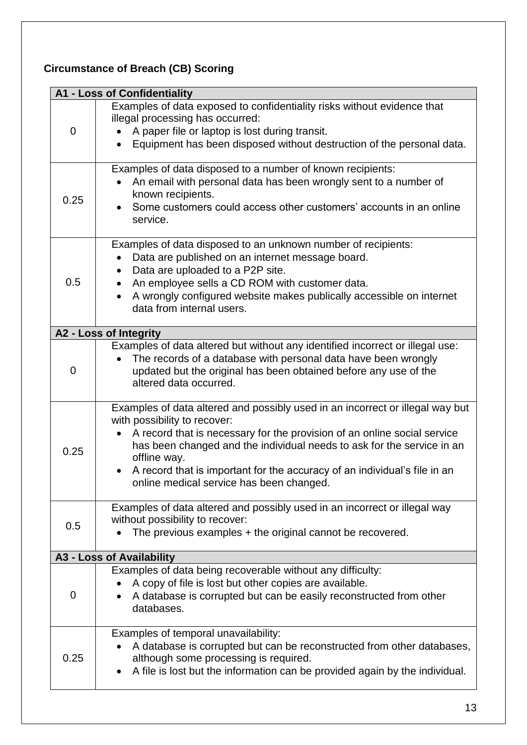**Circumstance of Breach (CB) Scoring**

| A1 - Loss of Confidentiality | |
|---|---|
| 0 | Examples of data exposed to confidentiality risks without evidence that illegal processing has occurred:<br>• A paper file or laptop is lost during transit.<br>• Equipment has been disposed without destruction of the personal data. |
| 0.25 | Examples of data disposed to a number of known recipients:<br>• An email with personal data has been wrongly sent to a number of known recipients.<br>• Some customers could access other customers' accounts in an online service. |
| 0.5 | Examples of data disposed to an unknown number of recipients:<br>• Data are published on an internet message board.<br>• Data are uploaded to a P2P site.<br>• An employee sells a CD ROM with customer data.<br>• A wrongly configured website makes publically accessible on internet data from internal users. |
| **A2 - Loss of Integrity** | |
| 0 | Examples of data altered but without any identified incorrect or illegal use:<br>• The records of a database with personal data have been wrongly updated but the original has been obtained before any use of the altered data occurred. |
| 0.25 | Examples of data altered and possibly used in an incorrect or illegal way but with possibility to recover:<br>• A record that is necessary for the provision of an online social service has been changed and the individual needs to ask for the service in an offline way.<br>• A record that is important for the accuracy of an individual's file in an online medical service has been changed. |
| 0.5 | Examples of data altered and possibly used in an incorrect or illegal way without possibility to recover:<br>• The previous examples + the original cannot be recovered. |
| **A3 - Loss of Availability** | |
| 0 | Examples of data being recoverable without any difficulty:<br>• A copy of file is lost but other copies are available.<br>• A database is corrupted but can be easily reconstructed from other databases. |
| 0.25 | Examples of temporal unavailability:<br>• A database is corrupted but can be reconstructed from other databases, although some processing is required.<br>• A file is lost but the information can be provided again by the individual. |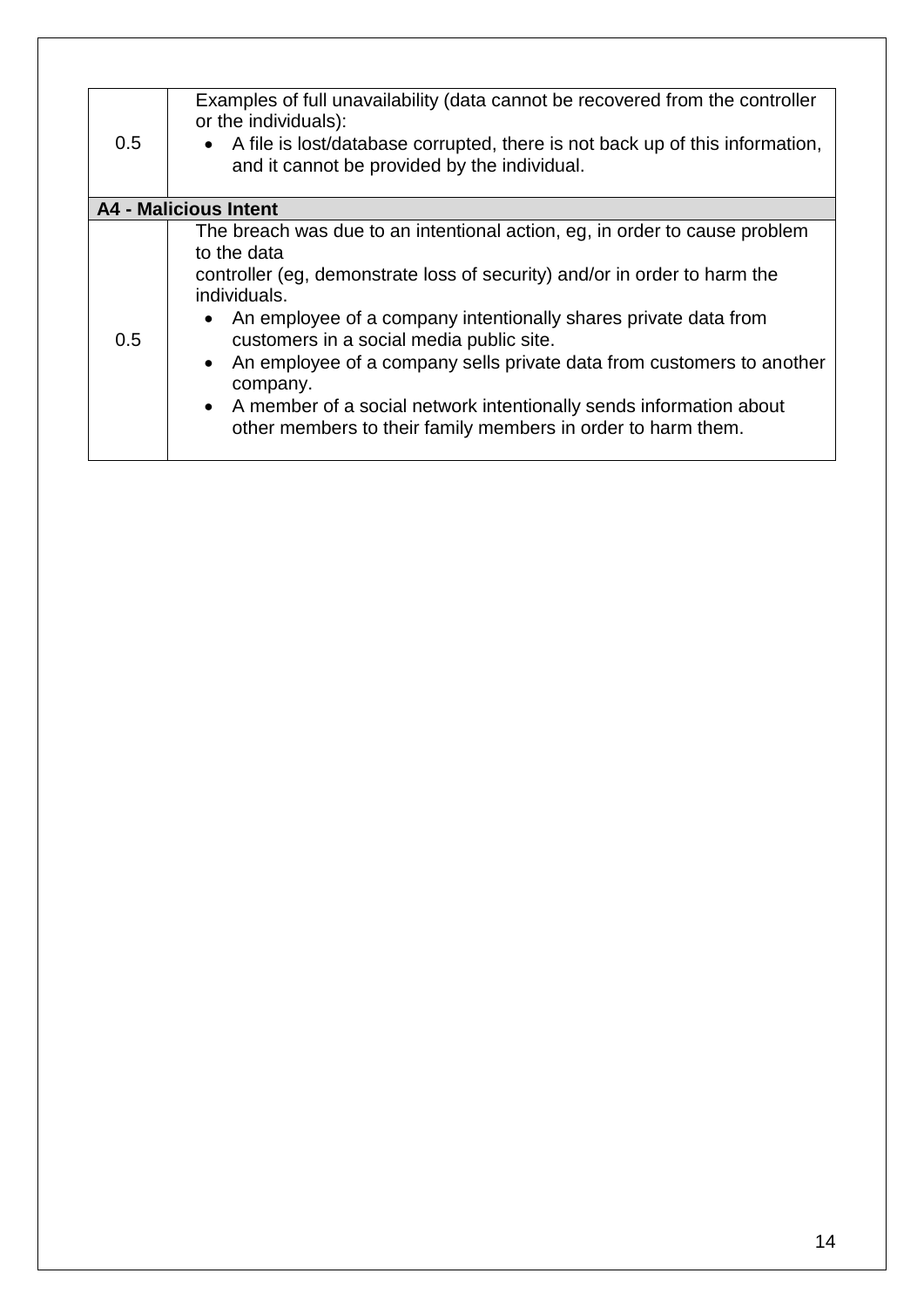| | |
|---|---|
| 0.5 | Examples of full unavailability (data cannot be recovered from the controller or the individuals):<br>• A file is lost/database corrupted, there is not back up of this information, and it cannot be provided by the individual. |
| **A4 - Malicious Intent** | |
| 0.5 | The breach was due to an intentional action, eg, in order to cause problem to the data<br>controller (eg, demonstrate loss of security) and/or in order to harm the individuals.<br>• An employee of a company intentionally shares private data from customers in a social media public site.<br>• An employee of a company sells private data from customers to another company.<br>• A member of a social network intentionally sends information about other members to their family members in order to harm them. |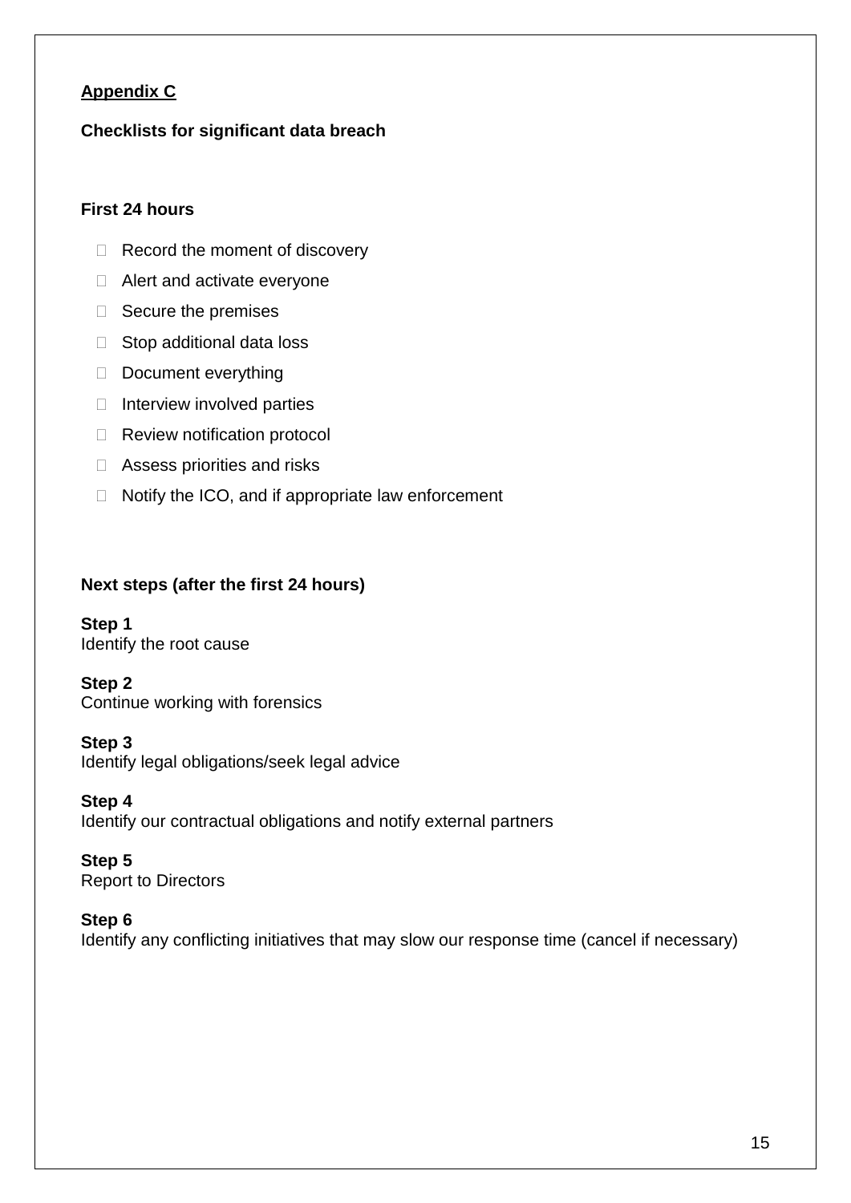**Appendix C**

**Checklists for significant data breach**

**First 24 hours**

- Record the moment of discovery
- Alert and activate everyone
- Secure the premises
- Stop additional data loss
- Document everything
- Interview involved parties
- Review notification protocol
- Assess priorities and risks
- Notify the ICO, and if appropriate law enforcement

**Next steps (after the first 24 hours)**

**Step 1**
Identify the root cause

**Step 2**
Continue working with forensics

**Step 3**
Identify legal obligations/seek legal advice

**Step 4**
Identify our contractual obligations and notify external partners

**Step 5**
Report to Directors

**Step 6**
Identify any conflicting initiatives that may slow our response time (cancel if necessary)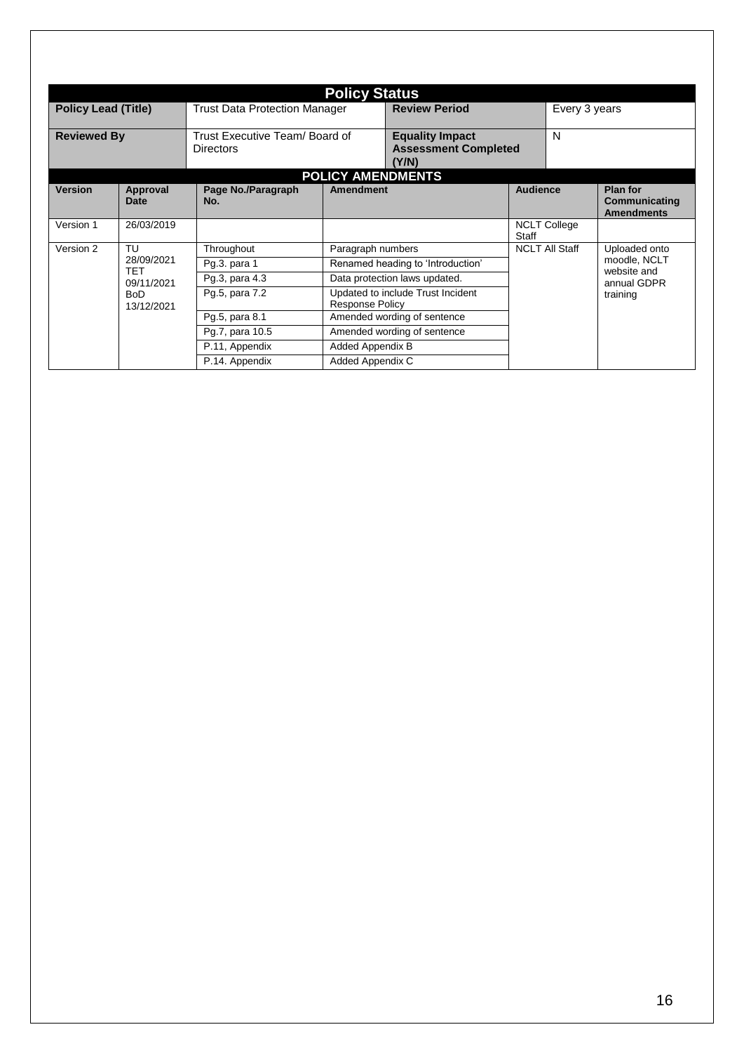## Policy Status

| | | | |
|---|---|---|---|
| **Policy Lead (Title)** | Trust Data Protection Manager | **Review Period** | Every 3 years |
| **Reviewed By** | Trust Executive Team/ Board of Directors | **Equality Impact Assessment Completed (Y/N)** | N |

## POLICY AMENDMENTS

| Version | Approval Date | Page No./Paragraph No. | Amendment | Audience | Plan for Communicating Amendments |
|---|---|---|---|---|---|
| Version 1 | 26/03/2019 | | | NCLT College Staff | |
| Version 2 | TU 28/09/2021 TET 09/11/2021 BoD 13/12/2021 | Throughout | Paragraph numbers | NCLT All Staff | Uploaded onto moodle, NCLT website and annual GDPR training |
| | | Pg.3. para 1 | Renamed heading to 'Introduction' | | |
| | | Pg.3, para 4.3 | Data protection laws updated. | | |
| | | Pg.5, para 7.2 | Updated to include Trust Incident Response Policy | | |
| | | Pg.5, para 8.1 | Amended wording of sentence | | |
| | | Pg.7, para 10.5 | Amended wording of sentence | | |
| | | P.11, Appendix | Added Appendix B | | |
| | | P.14. Appendix | Added Appendix C | | |